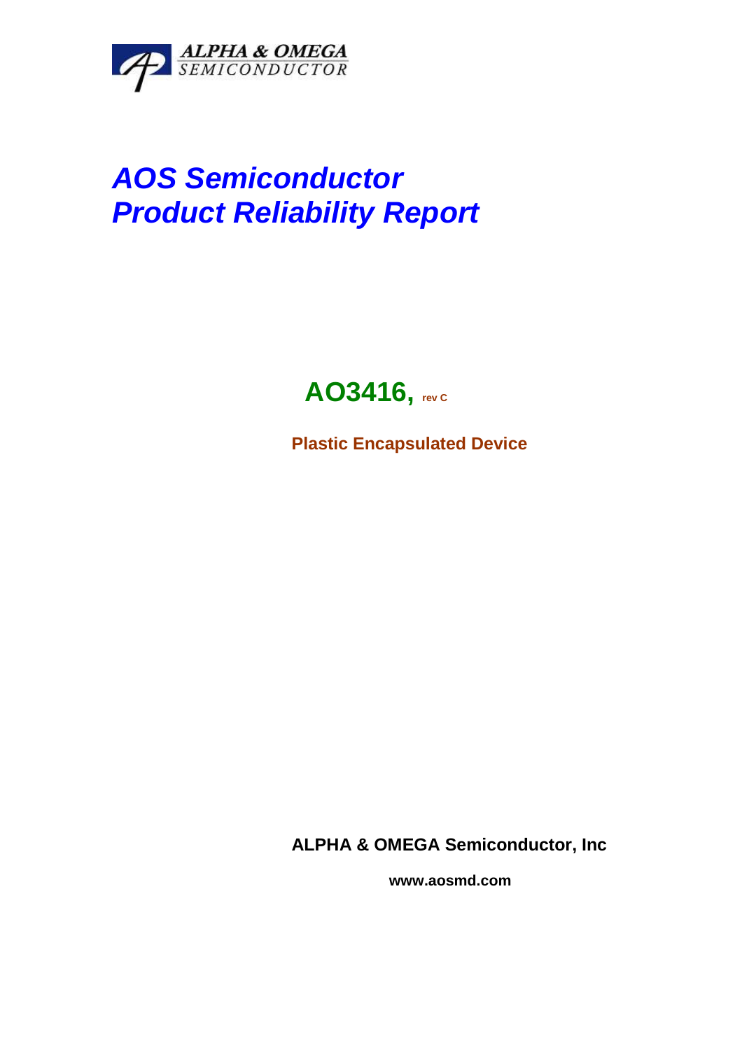ALPHA & OMEGA
SEMICONDUCTOR

# *AOS Semiconductor*
# *Product Reliability Report*

## AO3416, rev C

**Plastic Encapsulated Device**

**ALPHA & OMEGA Semiconductor, Inc**

**www.aosmd.com**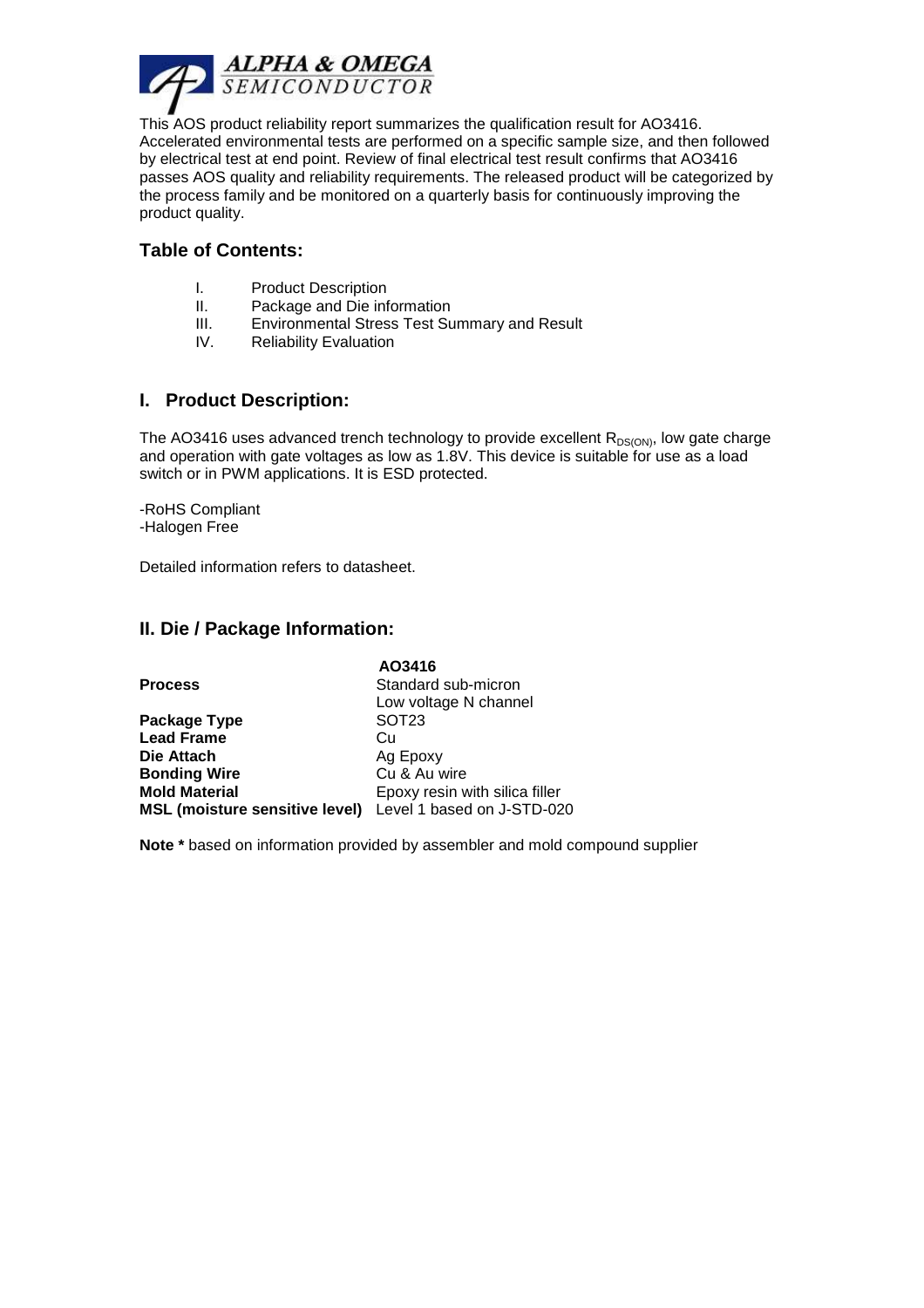This AOS product reliability report summarizes the qualification result for AO3416. Accelerated environmental tests are performed on a specific sample size, and then followed by electrical test at end point. Review of final electrical test result confirms that AO3416 passes AOS quality and reliability requirements. The released product will be categorized by the process family and be monitored on a quarterly basis for continuously improving the product quality.

## Table of Contents:

I. Product Description
II. Package and Die information
III. Environmental Stress Test Summary and Result
IV. Reliability Evaluation

## I. Product Description:

The AO3416 uses advanced trench technology to provide excellent $R_{DS(ON)}$, low gate charge and operation with gate voltages as low as 1.8V. This device is suitable for use as a load switch or in PWM applications. It is ESD protected.

-RoHS Compliant
-Halogen Free

Detailed information refers to datasheet.

## II. Die / Package Information:

| | **AO3416** |
|---|---|
| **Process** | Standard sub-micron<br>Low voltage N channel |
| **Package Type** | SOT23 |
| **Lead Frame** | Cu |
| **Die Attach** | Ag Epoxy |
| **Bonding Wire** | Cu & Au wire |
| **Mold Material** | Epoxy resin with silica filler |
| **MSL (moisture sensitive level)** | Level 1 based on J-STD-020 |

**Note *** based on information provided by assembler and mold compound supplier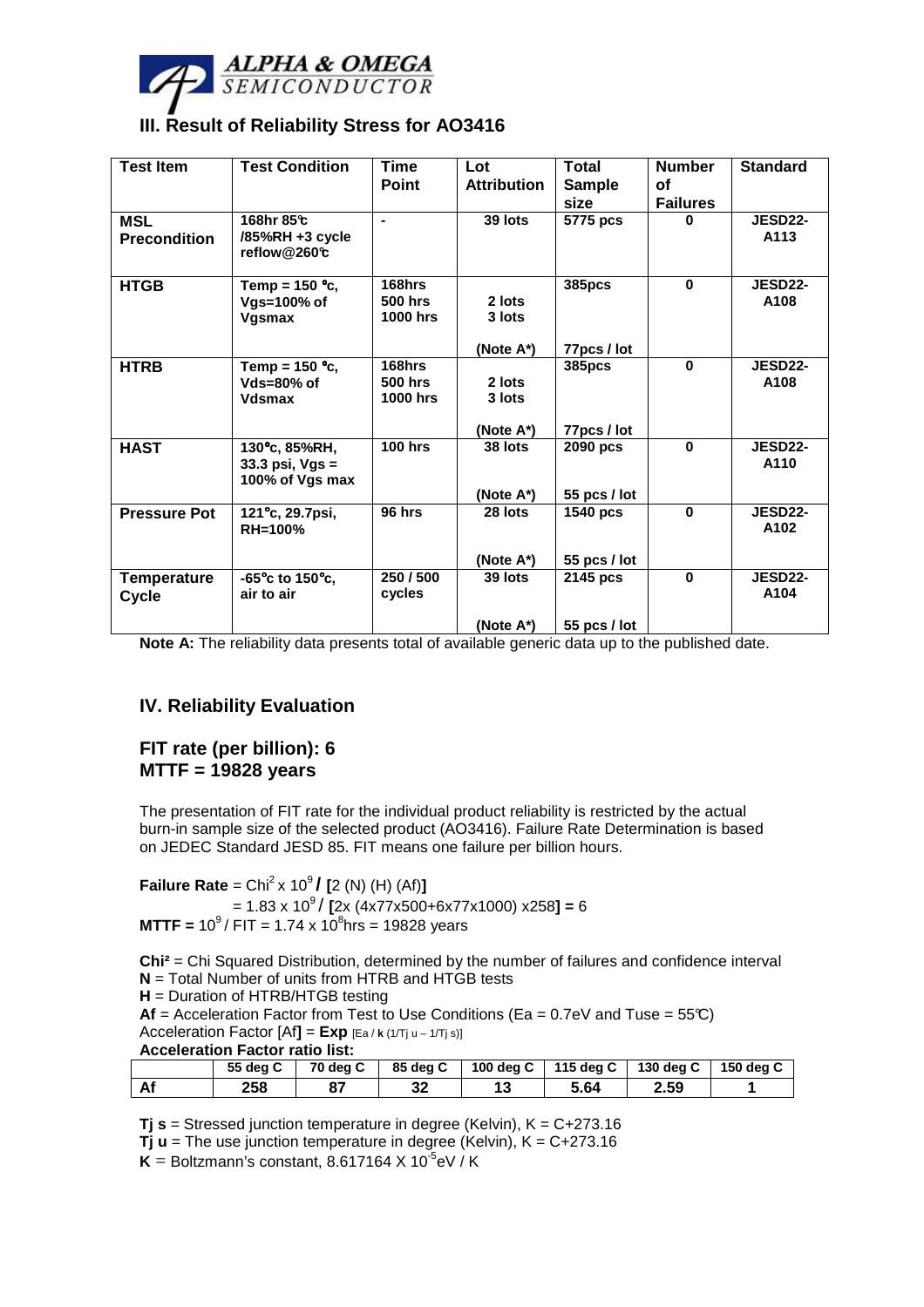## III. Result of Reliability Stress for AO3416

| Test Item | Test Condition | Time Point | Lot Attribution | Total Sample size | Number of Failures | Standard |
|---|---|---|---|---|---|---|
| **MSL Precondition** | **168hr 85°c /85%RH +3 cycle reflow@260°c** | **-** | **39 lots** | **5775 pcs** | **0** | **JESD22-A113** |
| **HTGB** | **Temp = 150 °c, Vgs=100% of Vgsmax** | **168hrs 500 hrs 1000 hrs** | **2 lots 3 lots (Note A\*)** | **385pcs 77pcs / lot** | **0** | **JESD22-A108** |
| **HTRB** | **Temp = 150 °c, Vds=80% of Vdsmax** | **168hrs 500 hrs 1000 hrs** | **2 lots 3 lots (Note A\*)** | **385pcs 77pcs / lot** | **0** | **JESD22-A108** |
| **HAST** | **130°c, 85%RH, 33.3 psi, Vgs = 100% of Vgs max** | **100 hrs** | **38 lots (Note A\*)** | **2090 pcs 55 pcs / lot** | **0** | **JESD22-A110** |
| **Pressure Pot** | **121°c, 29.7psi, RH=100%** | **96 hrs** | **28 lots (Note A\*)** | **1540 pcs 55 pcs / lot** | **0** | **JESD22-A102** |
| **Temperature Cycle** | **-65°c to 150°c, air to air** | **250 / 500 cycles** | **39 lots (Note A\*)** | **2145 pcs 55 pcs / lot** | **0** | **JESD22-A104** |

**Note A:** The reliability data presents total of available generic data up to the published date.

## IV. Reliability Evaluation

### FIT rate (per billion): 6
### MTTF = 19828 years

The presentation of FIT rate for the individual product reliability is restricted by the actual burn-in sample size of the selected product (AO3416). Failure Rate Determination is based on JEDEC Standard JESD 85. FIT means one failure per billion hours.

**Failure Rate** = $Chi^2 \times 10^9$ **/ [**2 (N) (H) (Af)**]**

= $1.83 \times 10^9$ **/ [**2x (4x77x500+6x77x1000) x258**] =** 6

**MTTF =** $10^9$ / FIT = $1.74 \times 10^8$hrs = 19828 years

**Chi²** = Chi Squared Distribution, determined by the number of failures and confidence interval
**N** = Total Number of units from HTRB and HTGB tests
**H** = Duration of HTRB/HTGB testing
**Af** = Acceleration Factor from Test to Use Conditions (Ea = 0.7eV and Tuse = 55°C)
Acceleration Factor [Af**]** = **Exp** [Ea / **k** (1/Tj u – 1/Tj s)]

**Acceleration Factor ratio list:**

| | 55 deg C | 70 deg C | 85 deg C | 100 deg C | 115 deg C | 130 deg C | 150 deg C |
|---|---|---|---|---|---|---|---|
| **Af** | **258** | **87** | **32** | **13** | **5.64** | **2.59** | **1** |

**Tj s** = Stressed junction temperature in degree (Kelvin), K = C+273.16
**Tj u** = The use junction temperature in degree (Kelvin), K = C+273.16
**K** = Boltzmann's constant, $8.617164 \times 10^{-5}$eV / K